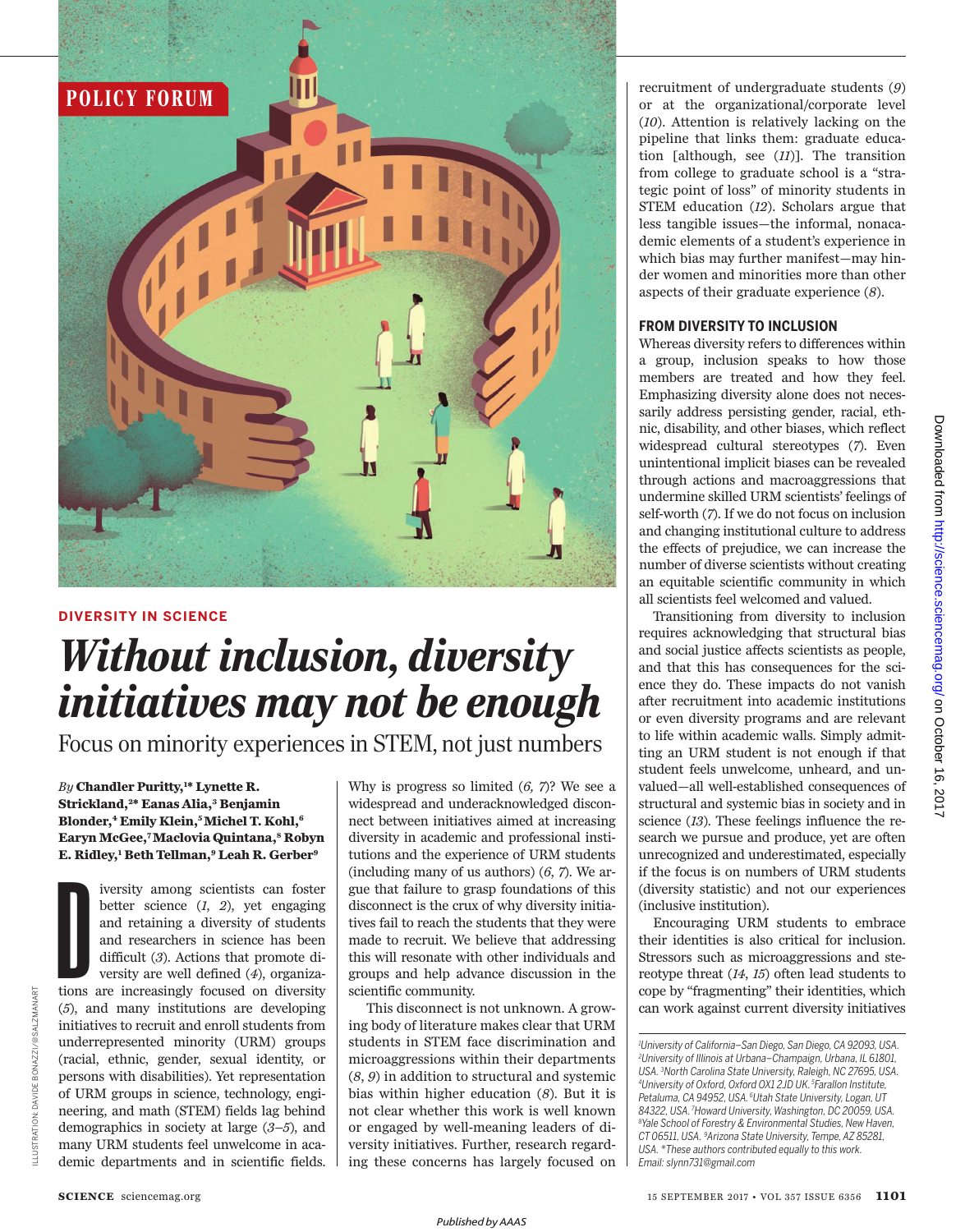POLICY FORUM

DIVERSITY IN SCIENCE

# *Without inclusion, diversity initiatives may not be enough*

Focus on minority experiences in STEM, not just numbers

*By* **Chandler Puritty,[1]* Lynette R. Strickland,[2]* Eanas Alia,[3] Benjamin Blonder,[4] Emily Klein,[5] Michel T. Kohl,[6] Earyn McGee,[7] Maclovia Quintana,[8] Robyn E. Ridley,[1] Beth Tellman,[9] Leah R. Gerber[9]**

Diversity among scientists can foster better science (*1*, *2*), yet engaging and retaining a diversity of students and researchers in science has been difficult (*3*). Actions that promote diversity are well defined (*4*), organizations are increasingly focused on diversity (*5*), and many institutions are developing initiatives to recruit and enroll students from underrepresented minority (URM) groups (racial, ethnic, gender, sexual identity, or persons with disabilities). Yet representation of URM groups in science, technology, engineering, and math (STEM) fields lag behind demographics in society at large (*3*–*5*), and many URM students feel unwelcome in academic departments and in scientific fields. Why is progress so limited (*6*, *7*)? We see a widespread and underacknowledged disconnect between initiatives aimed at increasing diversity in academic and professional institutions and the experience of URM students (including many of us authors) (*6*, *7*). We argue that failure to grasp foundations of this disconnect is the crux of why diversity initiatives fail to reach the students that they were made to recruit. We believe that addressing this will resonate with other individuals and groups and help advance discussion in the scientific community.

This disconnect is not unknown. A growing body of literature makes clear that URM students in STEM face discrimination and microaggressions within their departments (*8*, *9*) in addition to structural and systemic bias within higher education (*8*). But it is not clear whether this work is well known or engaged by well-meaning leaders of diversity initiatives. Further, research regarding these concerns has largely focused on recruitment of undergraduate students (*9*) or at the organizational/corporate level (*10*). Attention is relatively lacking on the pipeline that links them: graduate education [although, see (*11*)]. The transition from college to graduate school is a "strategic point of loss" of minority students in STEM education (*12*). Scholars argue that less tangible issues—the informal, nonacademic elements of a student's experience in which bias may further manifest—may hinder women and minorities more than other aspects of their graduate experience (*8*).

## FROM DIVERSITY TO INCLUSION

Whereas diversity refers to differences within a group, inclusion speaks to how those members are treated and how they feel. Emphasizing diversity alone does not necessarily address persisting gender, racial, ethnic, disability, and other biases, which reflect widespread cultural stereotypes (*7*). Even unintentional implicit biases can be revealed through actions and macroaggressions that undermine skilled URM scientists' feelings of self-worth (*7*). If we do not focus on inclusion and changing institutional culture to address the effects of prejudice, we can increase the number of diverse scientists without creating an equitable scientific community in which all scientists feel welcomed and valued.

Transitioning from diversity to inclusion requires acknowledging that structural bias and social justice affects scientists as people, and that this has consequences for the science they do. These impacts do not vanish after recruitment into academic institutions or even diversity programs and are relevant to life within academic walls. Simply admitting an URM student is not enough if that student feels unwelcome, unheard, and unvalued—all well-established consequences of structural and systemic bias in society and in science (*13*). These feelings influence the research we pursue and produce, yet are often unrecognized and underestimated, especially if the focus is on numbers of URM students (diversity statistic) and not our experiences (inclusive institution).

Encouraging URM students to embrace their identities is also critical for inclusion. Stressors such as microaggressions and stereotype threat (*14*, *15*) often lead students to cope by "fragmenting" their identities, which can work against current diversity initiatives

*[1]University of California–San Diego, San Diego, CA 92093, USA. [2]University of Illinois at Urbana–Champaign, Urbana, IL 61801, USA. [3]North Carolina State University, Raleigh, NC 27695, USA. [4]University of Oxford, Oxford OX1 2JD UK. [5]Farallon Institute, Petaluma, CA 94952, USA. [6]Utah State University, Logan, UT 84322, USA. [7]Howard University, Washington, DC 20059, USA. [8]Yale School of Forestry & Environmental Studies, New Haven, CT 06511, USA. [9]Arizona State University, Tempe, AZ 85281, USA. *These authors contributed equally to this work. Email: slynn731@gmail.com*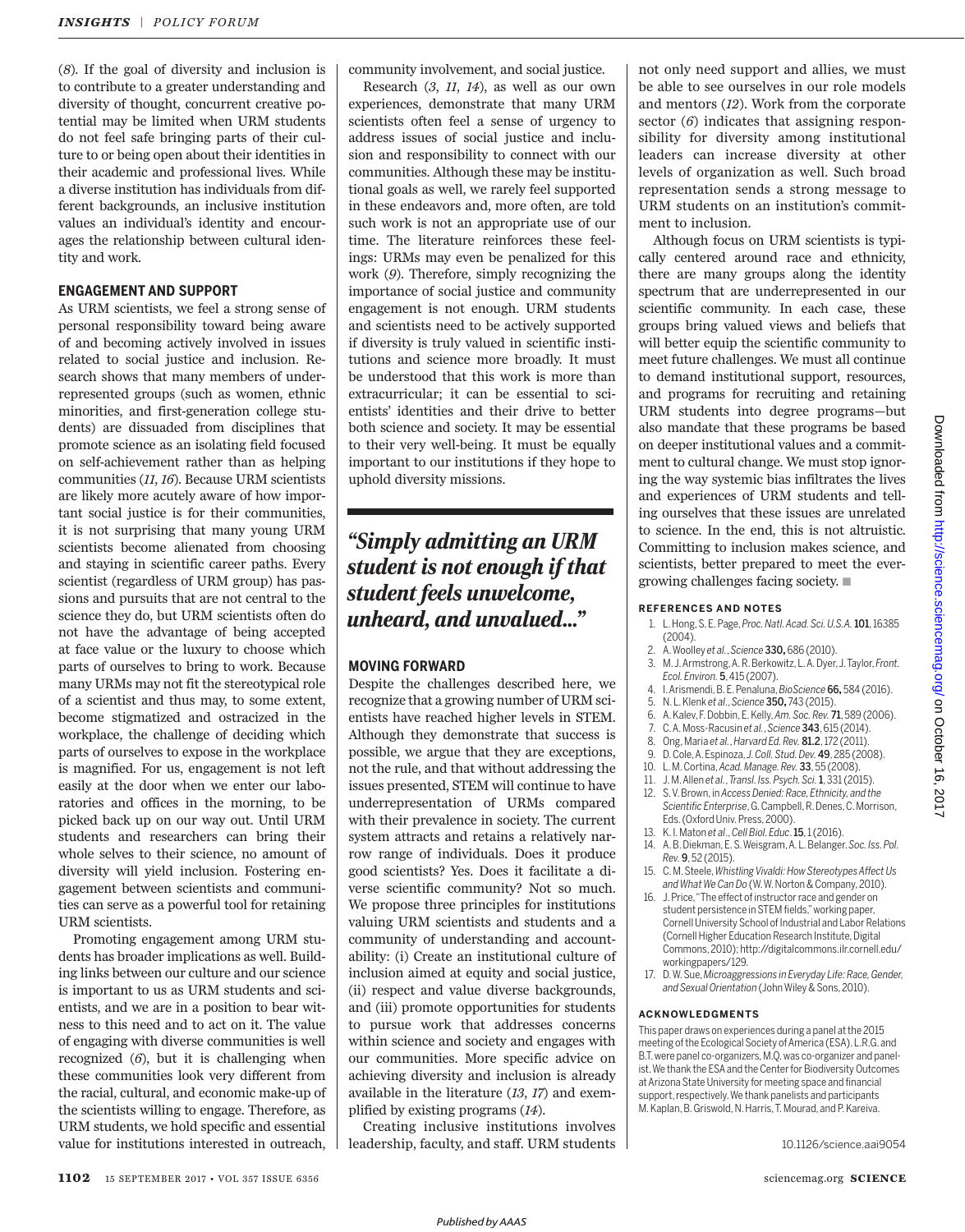(*8*). If the goal of diversity and inclusion is to contribute to a greater understanding and diversity of thought, concurrent creative potential may be limited when URM students do not feel safe bringing parts of their culture to or being open about their identities in their academic and professional lives. While a diverse institution has individuals from different backgrounds, an inclusive institution values an individual's identity and encourages the relationship between cultural identity and work.

## ENGAGEMENT AND SUPPORT

As URM scientists, we feel a strong sense of personal responsibility toward being aware of and becoming actively involved in issues related to social justice and inclusion. Research shows that many members of underrepresented groups (such as women, ethnic minorities, and first-generation college students) are dissuaded from disciplines that promote science as an isolating field focused on self-achievement rather than as helping communities (*11*, *16*). Because URM scientists are likely more acutely aware of how important social justice is for their communities, it is not surprising that many young URM scientists become alienated from choosing and staying in scientific career paths. Every scientist (regardless of URM group) has passions and pursuits that are not central to the science they do, but URM scientists often do not have the advantage of being accepted at face value or the luxury to choose which parts of ourselves to bring to work. Because many URMs may not fit the stereotypical role of a scientist and thus may, to some extent, become stigmatized and ostracized in the workplace, the challenge of deciding which parts of ourselves to expose in the workplace is magnified. For us, engagement is not left easily at the door when we enter our laboratories and offices in the morning, to be picked back up on our way out. Until URM students and researchers can bring their whole selves to their science, no amount of diversity will yield inclusion. Fostering engagement between scientists and communities can serve as a powerful tool for retaining URM scientists.

Promoting engagement among URM students has broader implications as well. Building links between our culture and our science is important to us as URM students and scientists, and we are in a position to bear witness to this need and to act on it. The value of engaging with diverse communities is well recognized (*6*), but it is challenging when these communities look very different from the racial, cultural, and economic make-up of the scientists willing to engage. Therefore, as URM students, we hold specific and essential value for institutions interested in outreach, community involvement, and social justice.

Research (*3*, *11*, *14*), as well as our own experiences, demonstrate that many URM scientists often feel a sense of urgency to address issues of social justice and inclusion and responsibility to connect with our communities. Although these may be institutional goals as well, we rarely feel supported in these endeavors and, more often, are told such work is not an appropriate use of our time. The literature reinforces these feelings: URMs may even be penalized for this work (*9*). Therefore, simply recognizing the importance of social justice and community engagement is not enough. URM students and scientists need to be actively supported if diversity is truly valued in scientific institutions and science more broadly. It must be understood that this work is more than extracurricular; it can be essential to scientists' identities and their drive to better both science and society. It may be essential to their very well-being. It must be equally important to our institutions if they hope to uphold diversity missions.

> ***"Simply admitting an URM student is not enough if that student feels unwelcome, unheard, and unvalued..."***

## MOVING FORWARD

Despite the challenges described here, we recognize that a growing number of URM scientists have reached higher levels in STEM. Although they demonstrate that success is possible, we argue that they are exceptions, not the rule, and that without addressing the issues presented, STEM will continue to have underrepresentation of URMs compared with their prevalence in society. The current system attracts and retains a relatively narrow range of individuals. Does it produce good scientists? Yes. Does it facilitate a diverse scientific community? Not so much. We propose three principles for institutions valuing URM scientists and students and a community of understanding and accountability: (i) Create an institutional culture of inclusion aimed at equity and social justice, (ii) respect and value diverse backgrounds, and (iii) promote opportunities for students to pursue work that addresses concerns within science and society and engages with our communities. More specific advice on achieving diversity and inclusion is already available in the literature (*13*, *17*) and exemplified by existing programs (*14*).

Creating inclusive institutions involves leadership, faculty, and staff. URM students not only need support and allies, we must be able to see ourselves in our role models and mentors (*12*). Work from the corporate sector (*6*) indicates that assigning responsibility for diversity among institutional leaders can increase diversity at other levels of organization as well. Such broad representation sends a strong message to URM students on an institution's commitment to inclusion.

Although focus on URM scientists is typically centered around race and ethnicity, there are many groups along the identity spectrum that are underrepresented in our scientific community. In each case, these groups bring valued views and beliefs that will better equip the scientific community to meet future challenges. We must all continue to demand institutional support, resources, and programs for recruiting and retaining URM students into degree programs—but also mandate that these programs be based on deeper institutional values and a commitment to cultural change. We must stop ignoring the way systemic bias infiltrates the lives and experiences of URM students and telling ourselves that these issues are unrelated to science. In the end, this is not altruistic. Committing to inclusion makes science, and scientists, better prepared to meet the ever-growing challenges facing society. ■

### REFERENCES AND NOTES

1. L. Hong, S. E. Page, *Proc. Natl. Acad. Sci. U.S.A.* **101**, 16385 (2004).
2. A. Woolley *et al.*, *Science* **330,** 686 (2010).
3. M. J. Armstrong, A. R. Berkowitz, L. A. Dyer, J. Taylor, *Front. Ecol. Environ.* **5**, 415 (2007).
4. I. Arismendi, B. E. Penaluna, *BioScience* **66,** 584 (2016).
5. N. L. Klenk *et al.*, *Science* **350,** 743 (2015).
6. A. Kalev, F. Dobbin, E. Kelly, *Am. Soc. Rev.* **71**, 589 (2006).
7. C. A. Moss-Racusin *et al.*, *Science* **343**, 615 (2014).
8. Ong, Maria *et al.*, *Harvard Ed. Rev.* **81.2**, 172 (2011).
9. D. Cole, A. Espinoza, *J. Coll. Stud. Dev.* **49**, 285 (2008).
10. L. M. Cortina, *Acad. Manage. Rev.* **33**, 55 (2008).
11. J. M. Allen *et al.*, *Transl. Iss. Psych. Sci.* **1**, 331 (2015).
12. S. V. Brown, in *Access Denied: Race, Ethnicity, and the Scientific Enterprise*, G. Campbell, R. Denes, C. Morrison, Eds. (Oxford Univ. Press, 2000).
13. K. I. Maton *et al.*, *Cell Biol. Educ*. **15**, 1 (2016).
14. A. B. Diekman, E. S. Weisgram, A. L. Belanger. *Soc. Iss. Pol. Rev.* **9**, 52 (2015).
15. C. M. Steele, *Whistling Vivaldi: How Stereotypes Affect Us and What We Can Do* (W. W. Norton & Company, 2010).
16. J. Price, "The effect of instructor race and gender on student persistence in STEM fields," working paper, Cornell University School of Industrial and Labor Relations (Cornell Higher Education Research Institute, Digital Commons, 2010); http://digitalcommons.ilr.cornell.edu/workingpapers/129.
17. D. W. Sue, *Microaggressions in Everyday Life: Race, Gender, and Sexual Orientation* (John Wiley & Sons, 2010).

### ACKNOWLEDGMENTS

This paper draws on experiences during a panel at the 2015 meeting of the Ecological Society of America (ESA). L.R.G. and B.T. were panel co-organizers, M.Q. was co-organizer and panelist. We thank the ESA and the Center for Biodiversity Outcomes at Arizona State University for meeting space and financial support, respectively. We thank panelists and participants M. Kaplan, B. Griswold, N. Harris, T. Mourad, and P. Kareiva.

10.1126/science.aai9054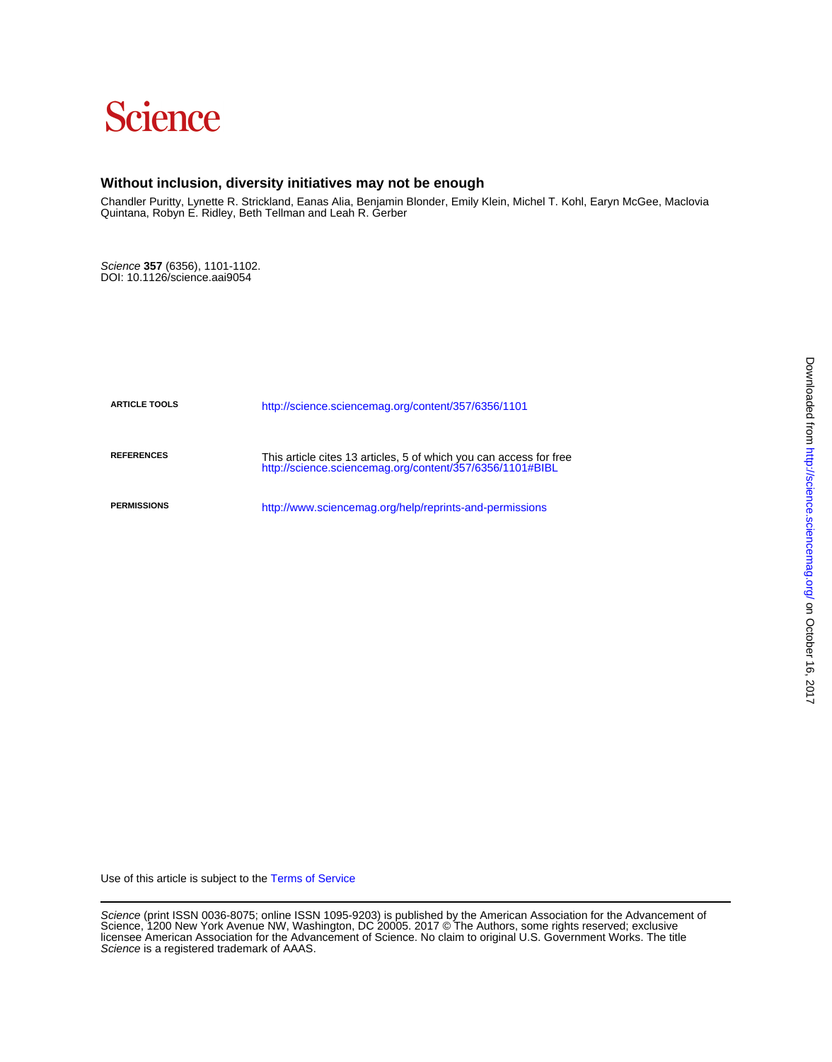# Science

## Without inclusion, diversity initiatives may not be enough

Chandler Puritty, Lynette R. Strickland, Eanas Alia, Benjamin Blonder, Emily Klein, Michel T. Kohl, Earyn McGee, Maclovia Quintana, Robyn E. Ridley, Beth Tellman and Leah R. Gerber

*Science* **357** (6356), 1101-1102.
DOI: 10.1126/science.aai9054

**ARTICLE TOOLS** http://science.sciencemag.org/content/357/6356/1101

**REFERENCES** This article cites 13 articles, 5 of which you can access for free
http://science.sciencemag.org/content/357/6356/1101#BIBL

**PERMISSIONS** http://www.sciencemag.org/help/reprints-and-permissions

Use of this article is subject to the Terms of Service

*Science* (print ISSN 0036-8075; online ISSN 1095-9203) is published by the American Association for the Advancement of Science, 1200 New York Avenue NW, Washington, DC 20005. 2017 © The Authors, some rights reserved; exclusive licensee American Association for the Advancement of Science. No claim to original U.S. Government Works. The title *Science* is a registered trademark of AAAS.